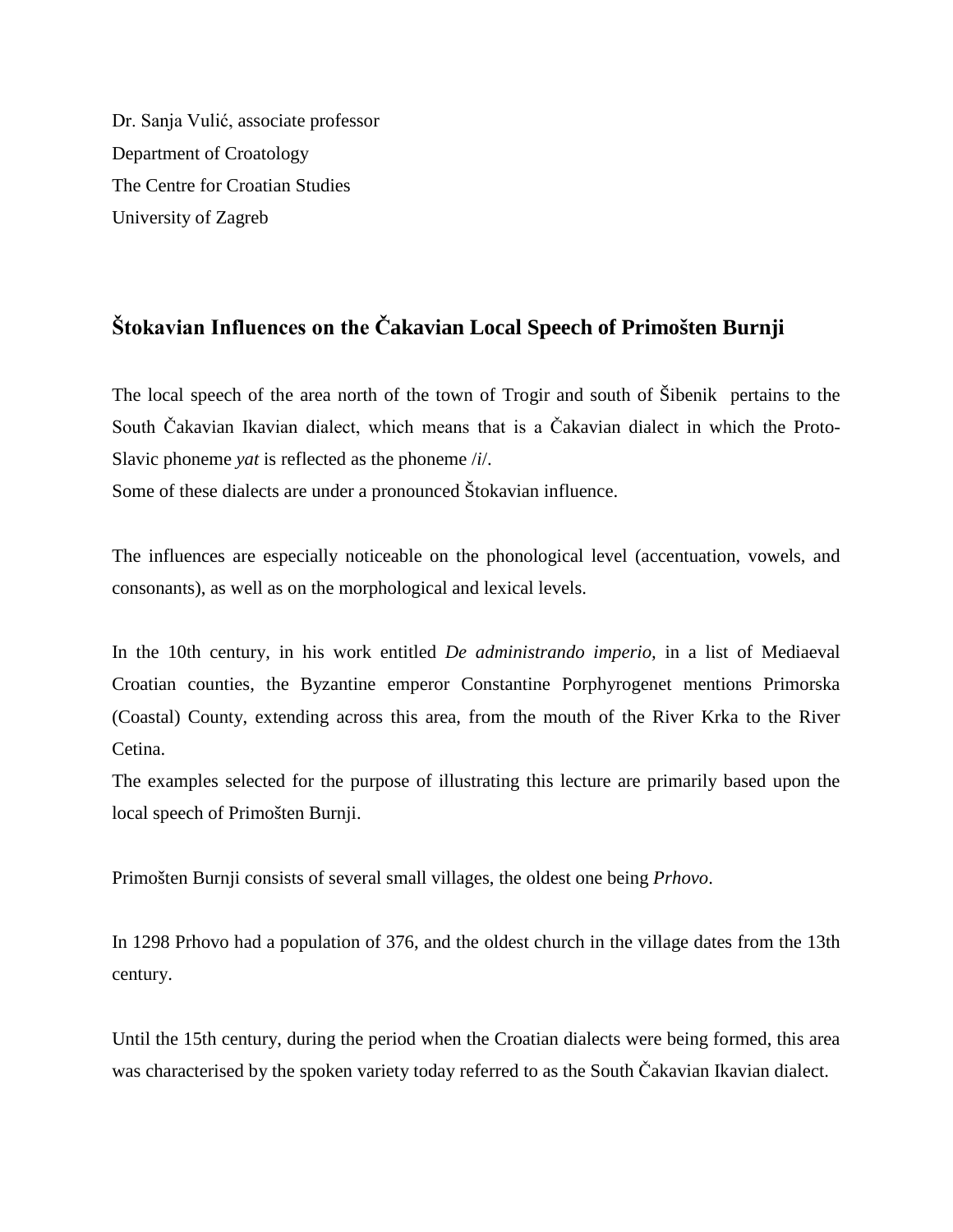Dr. Sanja Vulić, associate professor
Department of Croatology
The Centre for Croatian Studies
University of Zagreb

## Štokavian Influences on the Čakavian Local Speech of Primošten Burnji

The local speech of the area north of the town of Trogir and south of Šibenik pertains to the South Čakavian Ikavian dialect, which means that is a Čakavian dialect in which the Proto-Slavic phoneme *yat* is reflected as the phoneme /*i*/.
Some of these dialects are under a pronounced Štokavian influence.

The influences are especially noticeable on the phonological level (accentuation, vowels, and consonants), as well as on the morphological and lexical levels.

In the 10th century, in his work entitled *De administrando imperio,* in a list of Mediaeval Croatian counties, the Byzantine emperor Constantine Porphyrogenet mentions Primorska (Coastal) County, extending across this area, from the mouth of the River Krka to the River Cetina.
The examples selected for the purpose of illustrating this lecture are primarily based upon the local speech of Primošten Burnji.

Primošten Burnji consists of several small villages, the oldest one being *Prhovo*.

In 1298 Prhovo had a population of 376, and the oldest church in the village dates from the 13th century.

Until the 15th century, during the period when the Croatian dialects were being formed, this area was characterised by the spoken variety today referred to as the South Čakavian Ikavian dialect.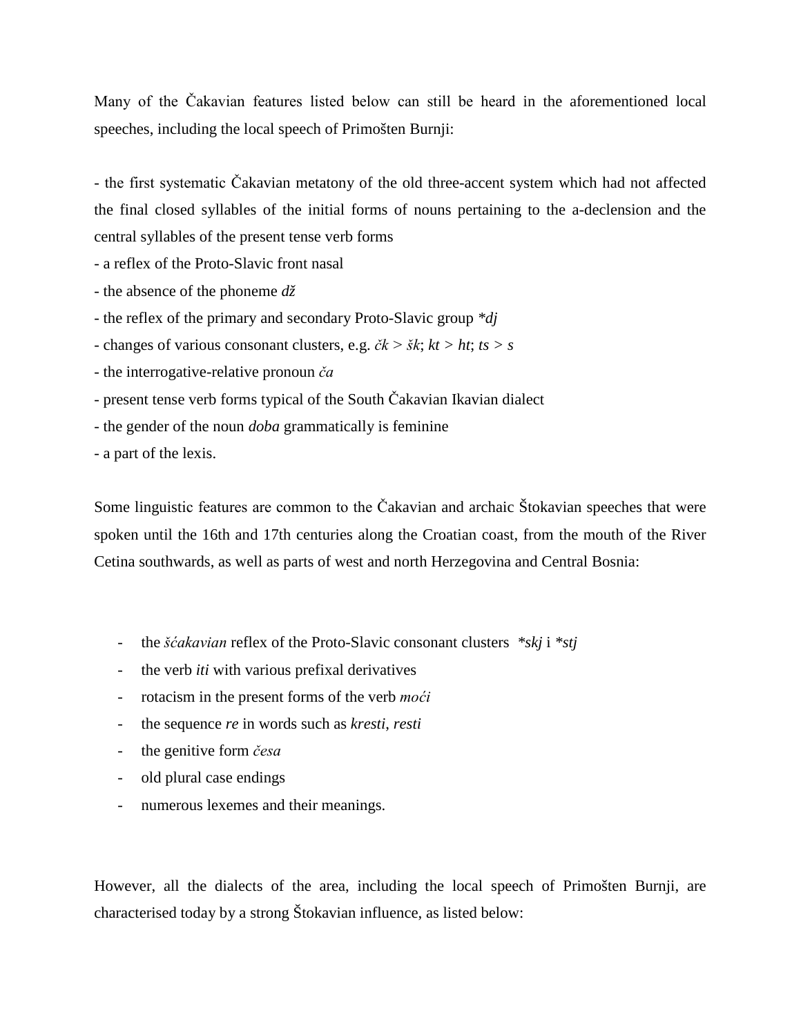Many of the Čakavian features listed below can still be heard in the aforementioned local speeches, including the local speech of Primošten Burnji:

- the first systematic Čakavian metatony of the old three-accent system which had not affected the final closed syllables of the initial forms of nouns pertaining to the a-declension and the central syllables of the present tense verb forms
- a reflex of the Proto-Slavic front nasal
- the absence of the phoneme *dž*
- the reflex of the primary and secondary Proto-Slavic group *\*dj*
- changes of various consonant clusters, e.g. *čk* > *šk*; *kt* > *ht*; *ts* > *s*
- the interrogative-relative pronoun *ča*
- present tense verb forms typical of the South Čakavian Ikavian dialect
- the gender of the noun *doba* grammatically is feminine
- a part of the lexis.

Some linguistic features are common to the Čakavian and archaic Štokavian speeches that were spoken until the 16th and 17th centuries along the Croatian coast, from the mouth of the River Cetina southwards, as well as parts of west and north Herzegovina and Central Bosnia:

- the *šćakavian* reflex of the Proto-Slavic consonant clusters *\*skj* i *\*stj*
- the verb *iti* with various prefixal derivatives
- rotacism in the present forms of the verb *moći*
- the sequence *re* in words such as *kresti*, *resti*
- the genitive form *česa*
- old plural case endings
- numerous lexemes and their meanings.

However, all the dialects of the area, including the local speech of Primošten Burnji, are characterised today by a strong Štokavian influence, as listed below: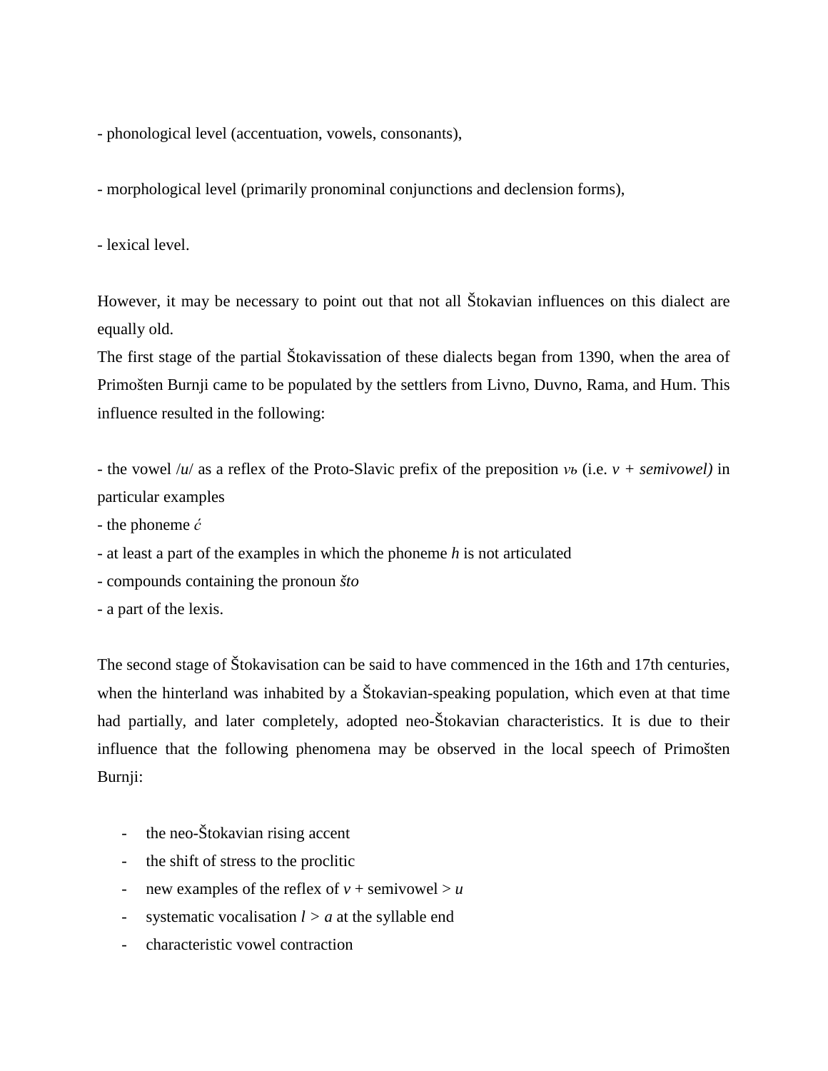- phonological level (accentuation, vowels, consonants),

- morphological level (primarily pronominal conjunctions and declension forms),

- lexical level.

However, it may be necessary to point out that not all Štokavian influences on this dialect are equally old.
The first stage of the partial Štokavissation of these dialects began from 1390, when the area of Primošten Burnji came to be populated by the settlers from Livno, Duvno, Rama, and Hum. This influence resulted in the following:

- the vowel /*u*/ as a reflex of the Proto-Slavic prefix of the preposition *vъ* (i.e. *v + semivowel)* in particular examples
- the phoneme *ć*
- at least a part of the examples in which the phoneme *h* is not articulated
- compounds containing the pronoun *što*
- a part of the lexis.

The second stage of Štokavisation can be said to have commenced in the 16th and 17th centuries, when the hinterland was inhabited by a Štokavian-speaking population, which even at that time had partially, and later completely, adopted neo-Štokavian characteristics. It is due to their influence that the following phenomena may be observed in the local speech of Primošten Burnji:

- the neo-Štokavian rising accent
- the shift of stress to the proclitic
- new examples of the reflex of *v* + semivowel > *u*
- systematic vocalisation *l* > *a* at the syllable end
- characteristic vowel contraction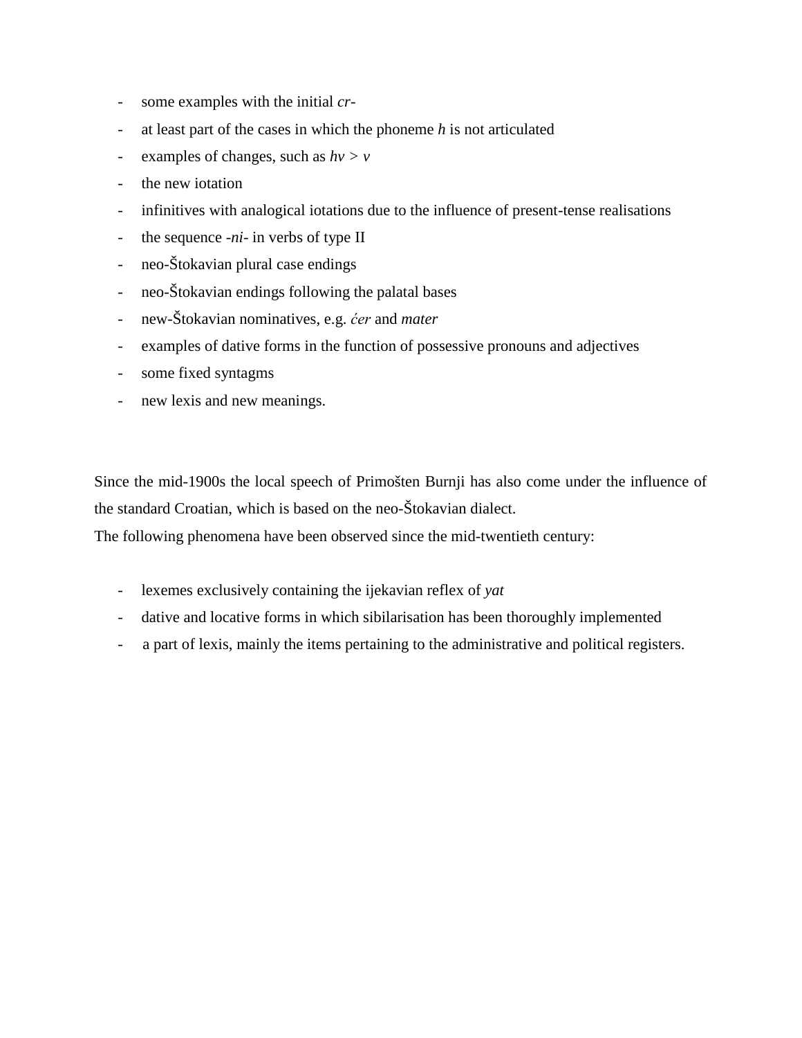- some examples with the initial *cr-*
- at least part of the cases in which the phoneme *h* is not articulated
- examples of changes, such as *hv* > *v*
- the new iotation
- infinitives with analogical iotations due to the influence of present-tense realisations
- the sequence *-ni-* in verbs of type II
- neo-Štokavian plural case endings
- neo-Štokavian endings following the palatal bases
- new-Štokavian nominatives, e.g. *ćer* and *mater*
- examples of dative forms in the function of possessive pronouns and adjectives
- some fixed syntagms
- new lexis and new meanings.

Since the mid-1900s the local speech of Primošten Burnji has also come under the influence of the standard Croatian, which is based on the neo-Štokavian dialect.
The following phenomena have been observed since the mid-twentieth century:

- lexemes exclusively containing the ijekavian reflex of *yat*
- dative and locative forms in which sibilarisation has been thoroughly implemented
- a part of lexis, mainly the items pertaining to the administrative and political registers.